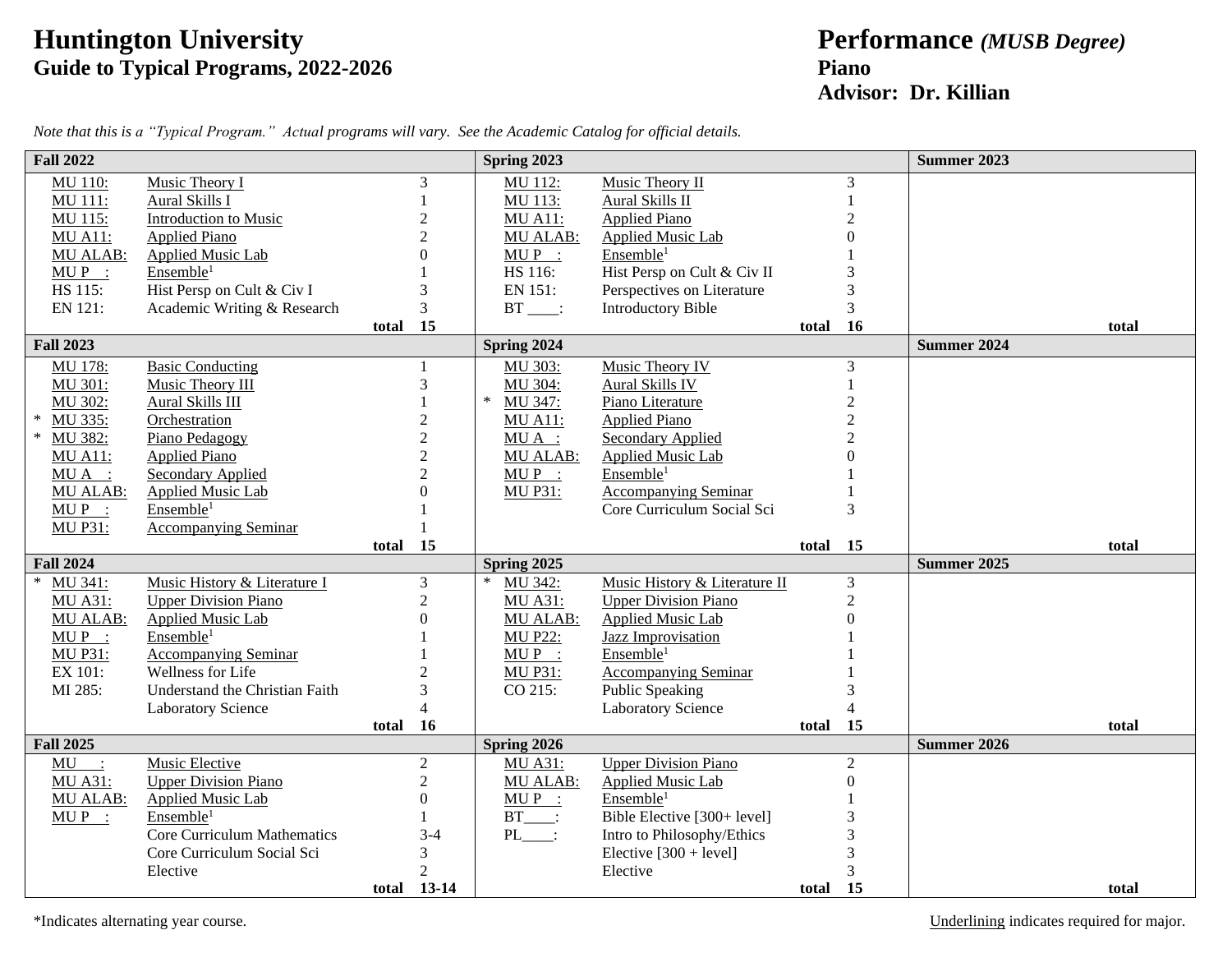# Huntington University
## Guide to Typical Programs, 2022-2026

# Performance *(MUSB Degree)*
## Piano
## Advisor: Dr. Killian

*Note that this is a "Typical Program." Actual programs will vary. See the Academic Catalog for official details.*

| Fall 2022 | | | Spring 2023 | | | Summer 2023 |
|---|---|---|---|---|---|---|
| MU 110: | Music Theory I | 3 | MU 112: | Music Theory II | 3 | |
| MU 111: | Aural Skills I | 1 | MU 113: | Aural Skills II | 1 | |
| MU 115: | Introduction to Music | 2 | MU A11: | Applied Piano | 2 | |
| MU A11: | Applied Piano | 2 | MU ALAB: | Applied Music Lab | 0 | |
| MU ALAB: | Applied Music Lab | 0 | MU P__: | Ensemble[1] | 1 | |
| MU P__: | Ensemble[1] | 1 | HS 116: | Hist Persp on Cult & Civ II | 3 | |
| HS 115: | Hist Persp on Cult & Civ I | 3 | EN 151: | Perspectives on Literature | 3 | |
| EN 121: | Academic Writing & Research | 3 | BT ____: | Introductory Bible | 3 | |
| | **total** | **15** | | **total** | **16** | **total** |

| Fall 2023 | | | Spring 2024 | | | Summer 2024 |
|---|---|---|---|---|---|---|
| MU 178: | Basic Conducting | 1 | MU 303: | Music Theory IV | 3 | |
| MU 301: | Music Theory III | 3 | MU 304: | Aural Skills IV | 1 | |
| MU 302: | Aural Skills III | 1 | * MU 347: | Piano Literature | 2 | |
| * MU 335: | Orchestration | 2 | MU A11: | Applied Piano | 2 | |
| * MU 382: | Piano Pedagogy | 2 | MU A__: | Secondary Applied | 2 | |
| MU A11: | Applied Piano | 2 | MU ALAB: | Applied Music Lab | 0 | |
| MU A__: | Secondary Applied | 2 | MU P__: | Ensemble[1] | 1 | |
| MU ALAB: | Applied Music Lab | 0 | MU P31: | Accompanying Seminar | 1 | |
| MU P__: | Ensemble[1] | 1 | | Core Curriculum Social Sci | 3 | |
| MU P31: | Accompanying Seminar | 1 | | | | |
| | **total** | **15** | | **total** | **15** | **total** |

| Fall 2024 | | | Spring 2025 | | | Summer 2025 |
|---|---|---|---|---|---|---|
| * MU 341: | Music History & Literature I | 3 | * MU 342: | Music History & Literature II | 3 | |
| MU A31: | Upper Division Piano | 2 | MU A31: | Upper Division Piano | 2 | |
| MU ALAB: | Applied Music Lab | 0 | MU ALAB: | Applied Music Lab | 0 | |
| MU P__: | Ensemble[1] | 1 | MU P22: | Jazz Improvisation | 1 | |
| MU P31: | Accompanying Seminar | 1 | MU P__: | Ensemble[1] | 1 | |
| EX 101: | Wellness for Life | 2 | MU P31: | Accompanying Seminar | 1 | |
| MI 285: | Understand the Christian Faith | 3 | CO 215: | Public Speaking | 3 | |
| | Laboratory Science | 4 | | Laboratory Science | 4 | |
| | **total** | **16** | | **total** | **15** | **total** |

| Fall 2025 | | | Spring 2026 | | | Summer 2026 |
|---|---|---|---|---|---|---|
| MU ___: | Music Elective | 2 | MU A31: | Upper Division Piano | 2 | |
| MU A31: | Upper Division Piano | 2 | MU ALAB: | Applied Music Lab | 0 | |
| MU ALAB: | Applied Music Lab | 0 | MU P__: | Ensemble[1] | 1 | |
| MU P__: | Ensemble[1] | 1 | BT____: | Bible Elective [300+ level] | 3 | |
| | Core Curriculum Mathematics | 3-4 | PL____: | Intro to Philosophy/Ethics | 3 | |
| | Core Curriculum Social Sci | 3 | | Elective [300 + level] | 3 | |
| | Elective | 2 | | Elective | 3 | |
| | **total** | **13-14** | | **total** | **15** | **total** |

*Indicates alternating year course.

Underlining indicates required for major.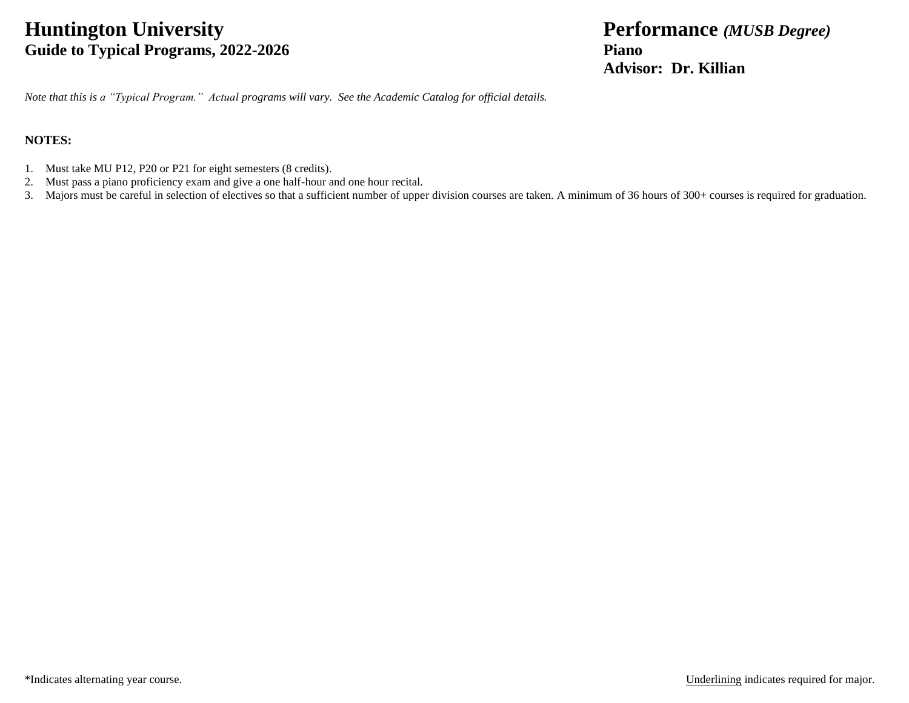# Huntington University
## Guide to Typical Programs, 2022-2026

# Performance *(MUSB Degree)*
## Piano
## Advisor: Dr. Killian

*Note that this is a "Typical Program." Actual programs will vary. See the Academic Catalog for official details.*

**NOTES:**

1. Must take MU P12, P20 or P21 for eight semesters (8 credits).
2. Must pass a piano proficiency exam and give a one half-hour and one hour recital.
3. Majors must be careful in selection of electives so that a sufficient number of upper division courses are taken. A minimum of 36 hours of 300+ courses is required for graduation.

*Indicates alternating year course.

Underlining indicates required for major.